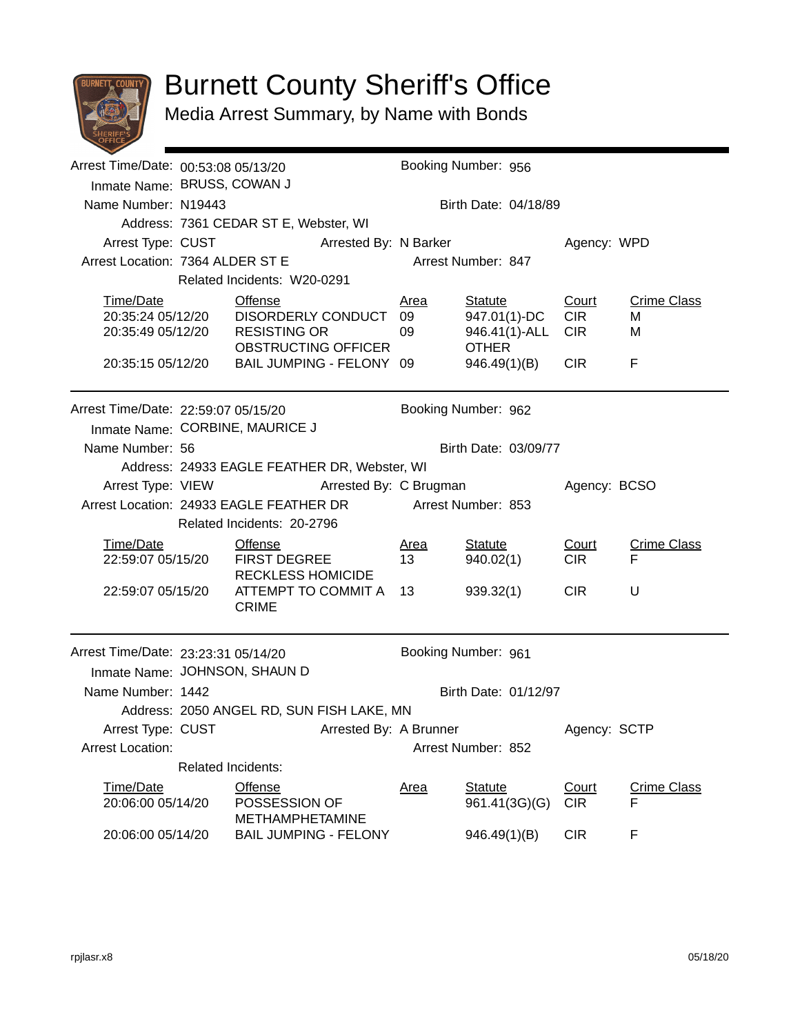# Burnett County Sheriff's Office

## Media Arrest Summary, by Name with Bonds

---

**Arrest Time/Date:** 00:53:08 05/13/20  **Booking Number:** 956
**Inmate Name:** BRUSS, COWAN J
**Name Number:** N19443  **Birth Date:** 04/18/89
**Address:** 7361 CEDAR ST E, Webster, WI
**Arrest Type:** CUST  **Arrested By:** N Barker  **Agency:** WPD
**Arrest Location:** 7364 ALDER ST E  **Arrest Number:** 847
**Related Incidents:** W20-0291

| Time/Date | Offense | Area | Statute | Court | Crime Class |
|---|---|---|---|---|---|
| 20:35:24 05/12/20 | DISORDERLY CONDUCT | 09 | 947.01(1)-DC | CIR | M |
| 20:35:49 05/12/20 | RESISTING OR OBSTRUCTING OFFICER | 09 | 946.41(1)-ALL OTHER | CIR | M |
| 20:35:15 05/12/20 | BAIL JUMPING - FELONY | 09 | 946.49(1)(B) | CIR | F |

---

**Arrest Time/Date:** 22:59:07 05/15/20  **Booking Number:** 962
**Inmate Name:** CORBINE, MAURICE J
**Name Number:** 56  **Birth Date:** 03/09/77
**Address:** 24933 EAGLE FEATHER DR, Webster, WI
**Arrest Type:** VIEW  **Arrested By:** C Brugman  **Agency:** BCSO
**Arrest Location:** 24933 EAGLE FEATHER DR  **Arrest Number:** 853
**Related Incidents:** 20-2796

| Time/Date | Offense | Area | Statute | Court | Crime Class |
|---|---|---|---|---|---|
| 22:59:07 05/15/20 | FIRST DEGREE RECKLESS HOMICIDE | 13 | 940.02(1) | CIR | F |
| 22:59:07 05/15/20 | ATTEMPT TO COMMIT A CRIME | 13 | 939.32(1) | CIR | U |

---

**Arrest Time/Date:** 23:23:31 05/14/20  **Booking Number:** 961
**Inmate Name:** JOHNSON, SHAUN D
**Name Number:** 1442  **Birth Date:** 01/12/97
**Address:** 2050 ANGEL RD, SUN FISH LAKE, MN
**Arrest Type:** CUST  **Arrested By:** A Brunner  **Agency:** SCTP
**Arrest Location:**  **Arrest Number:** 852
**Related Incidents:**

| Time/Date | Offense | Area | Statute | Court | Crime Class |
|---|---|---|---|---|---|
| 20:06:00 05/14/20 | POSSESSION OF METHAMPHETAMINE | | 961.41(3G)(G) | CIR | F |
| 20:06:00 05/14/20 | BAIL JUMPING - FELONY | | 946.49(1)(B) | CIR | F |

rpjlasr.x8  05/18/20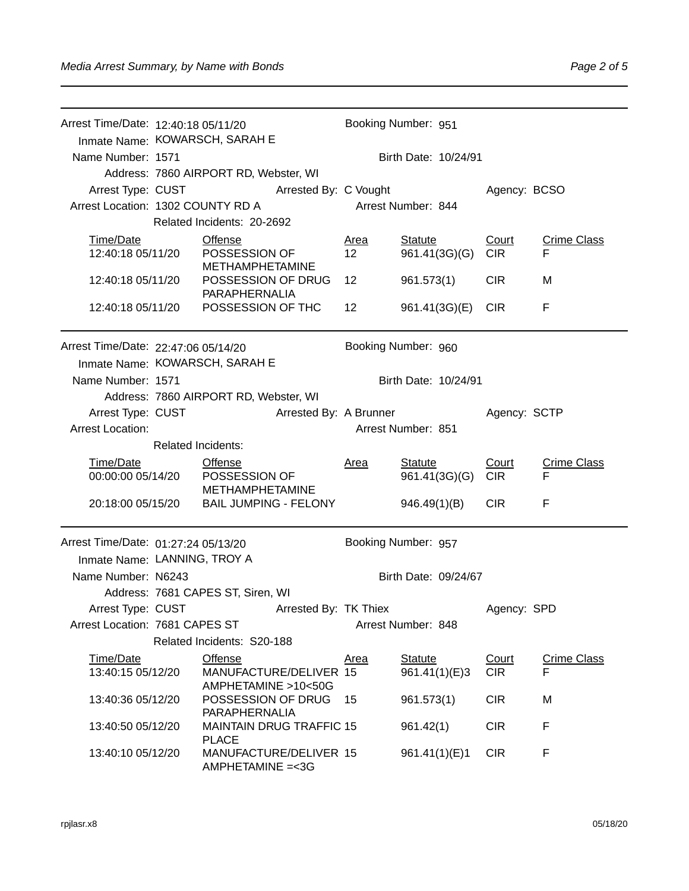Arrest Time/Date: 12:40:18 05/11/20 | Booking Number: 951
Inmate Name: KOWARSCH, SARAH E
Name Number: 1571 | Birth Date: 10/24/91
Address: 7860 AIRPORT RD, Webster, WI
Arrest Type: CUST | Arrested By: C Vought | Agency: BCSO
Arrest Location: 1302 COUNTY RD A | Arrest Number: 844
Related Incidents: 20-2692

| Time/Date | Offense | Area | Statute | Court | Crime Class |
|---|---|---|---|---|---|
| 12:40:18 05/11/20 | POSSESSION OF METHAMPHETAMINE | 12 | 961.41(3G)(G) | CIR | F |
| 12:40:18 05/11/20 | POSSESSION OF DRUG PARAPHERNALIA | 12 | 961.573(1) | CIR | M |
| 12:40:18 05/11/20 | POSSESSION OF THC | 12 | 961.41(3G)(E) | CIR | F |

---

Arrest Time/Date: 22:47:06 05/14/20 | Booking Number: 960
Inmate Name: KOWARSCH, SARAH E
Name Number: 1571 | Birth Date: 10/24/91
Address: 7860 AIRPORT RD, Webster, WI
Arrest Type: CUST | Arrested By: A Brunner | Agency: SCTP
Arrest Location: | Arrest Number: 851
Related Incidents:

| Time/Date | Offense | Area | Statute | Court | Crime Class |
|---|---|---|---|---|---|
| 00:00:00 05/14/20 | POSSESSION OF METHAMPHETAMINE | | 961.41(3G)(G) | CIR | F |
| 20:18:00 05/15/20 | BAIL JUMPING - FELONY | | 946.49(1)(B) | CIR | F |

---

Arrest Time/Date: 01:27:24 05/13/20 | Booking Number: 957
Inmate Name: LANNING, TROY A
Name Number: N6243 | Birth Date: 09/24/67
Address: 7681 CAPES ST, Siren, WI
Arrest Type: CUST | Arrested By: TK Thiex | Agency: SPD
Arrest Location: 7681 CAPES ST | Arrest Number: 848
Related Incidents: S20-188

| Time/Date | Offense | Area | Statute | Court | Crime Class |
|---|---|---|---|---|---|
| 13:40:15 05/12/20 | MANUFACTURE/DELIVER AMPHETAMINE >10<50G | 15 | 961.41(1)(E)3 | CIR | F |
| 13:40:36 05/12/20 | POSSESSION OF DRUG PARAPHERNALIA | 15 | 961.573(1) | CIR | M |
| 13:40:50 05/12/20 | MAINTAIN DRUG TRAFFIC PLACE | 15 | 961.42(1) | CIR | F |
| 13:40:10 05/12/20 | MANUFACTURE/DELIVER AMPHETAMINE =<3G | 15 | 961.41(1)(E)1 | CIR | F |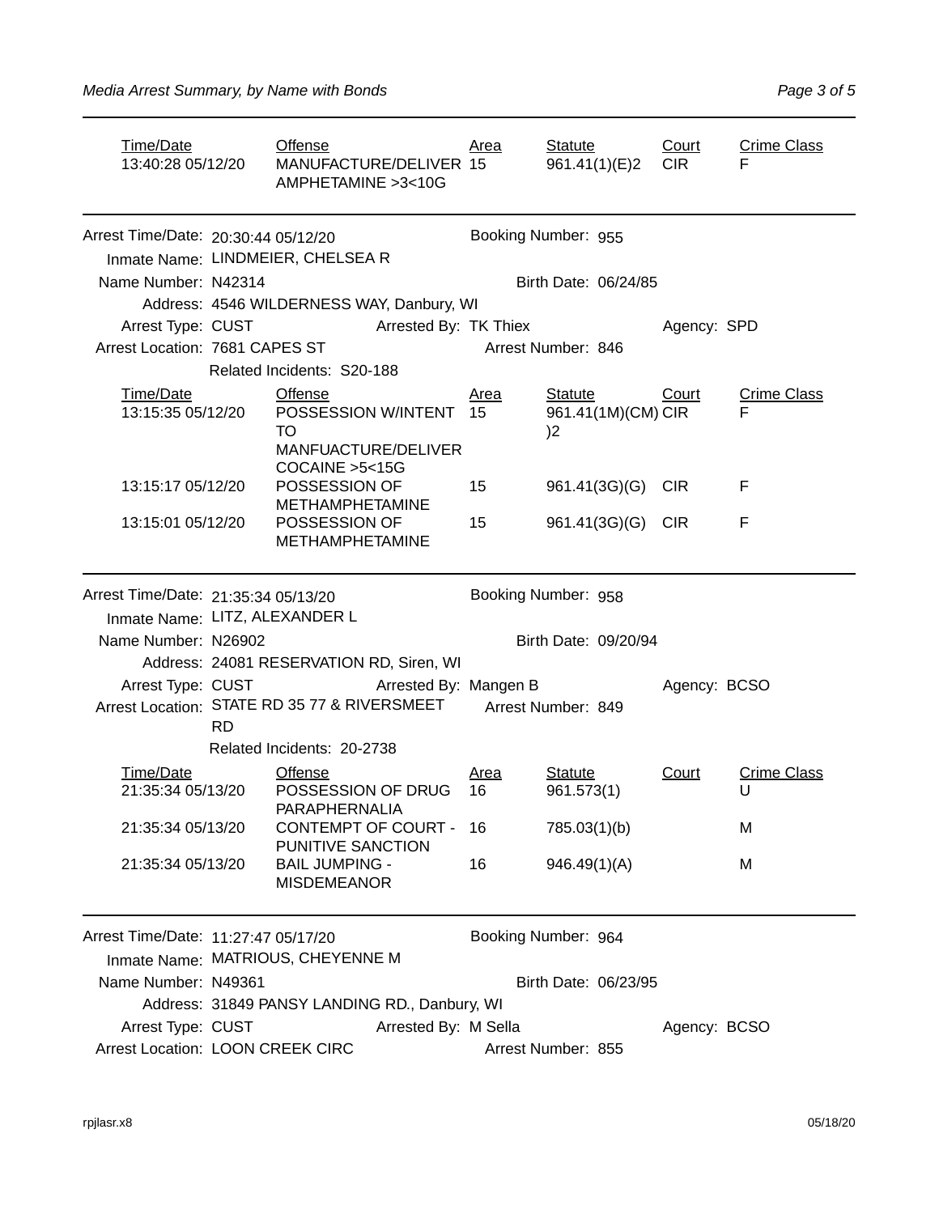| Time/Date | Offense | Area | Statute | Court | Crime Class |
|---|---|---|---|---|---|
| 13:40:28 05/12/20 | MANUFACTURE/DELIVER AMPHETAMINE >3<10G | 15 | 961.41(1)(E)2 | CIR | F |

---

Arrest Time/Date: 20:30:44 05/12/20 Booking Number: 955

Inmate Name: LINDMEIER, CHELSEA R

Name Number: N42314 Birth Date: 06/24/85

Address: 4546 WILDERNESS WAY, Danbury, WI

Arrest Type: CUST Arrested By: TK Thiex Agency: SPD

Arrest Location: 7681 CAPES ST Arrest Number: 846

Related Incidents: S20-188

| Time/Date | Offense | Area | Statute | Court | Crime Class |
|---|---|---|---|---|---|
| 13:15:35 05/12/20 | POSSESSION W/INTENT TO MANFUACTURE/DELIVER COCAINE >5<15G | 15 | 961.41(1M)(CM)2 | CIR | F |
| 13:15:17 05/12/20 | POSSESSION OF METHAMPHETAMINE | 15 | 961.41(3G)(G) | CIR | F |
| 13:15:01 05/12/20 | POSSESSION OF METHAMPHETAMINE | 15 | 961.41(3G)(G) | CIR | F |

---

Arrest Time/Date: 21:35:34 05/13/20 Booking Number: 958

Inmate Name: LITZ, ALEXANDER L

Name Number: N26902 Birth Date: 09/20/94

Address: 24081 RESERVATION RD, Siren, WI

Arrest Type: CUST Arrested By: Mangen B Agency: BCSO

Arrest Location: STATE RD 35 77 & RIVERSMEET RD Arrest Number: 849

Related Incidents: 20-2738

| Time/Date | Offense | Area | Statute | Court | Crime Class |
|---|---|---|---|---|---|
| 21:35:34 05/13/20 | POSSESSION OF DRUG PARAPHERNALIA | 16 | 961.573(1) | | U |
| 21:35:34 05/13/20 | CONTEMPT OF COURT - PUNITIVE SANCTION | 16 | 785.03(1)(b) | | M |
| 21:35:34 05/13/20 | BAIL JUMPING - MISDEMEANOR | 16 | 946.49(1)(A) | | M |

---

Arrest Time/Date: 11:27:47 05/17/20 Booking Number: 964

Inmate Name: MATRIOUS, CHEYENNE M

Name Number: N49361 Birth Date: 06/23/95

Address: 31849 PANSY LANDING RD., Danbury, WI

Arrest Type: CUST Arrested By: M Sella Agency: BCSO

Arrest Location: LOON CREEK CIRC Arrest Number: 855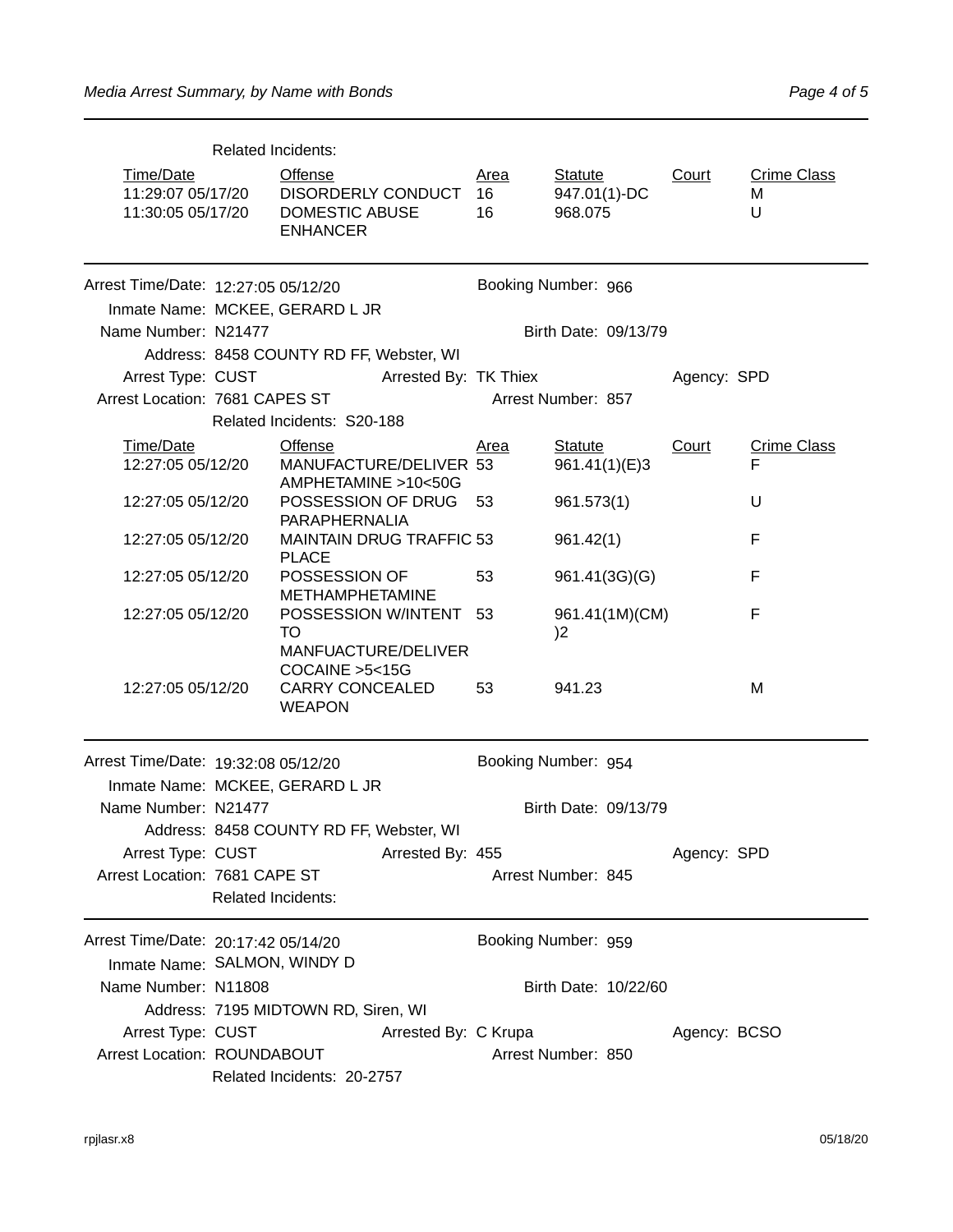Related Incidents:

| Time/Date | Offense | Area | Statute | Court | Crime Class |
|---|---|---|---|---|---|
| 11:29:07 05/17/20 | DISORDERLY CONDUCT | 16 | 947.01(1)-DC | | M |
| 11:30:05 05/17/20 | DOMESTIC ABUSE ENHANCER | 16 | 968.075 | | U |

---

Arrest Time/Date: 12:27:05 05/12/20 Booking Number: 966

Inmate Name: MCKEE, GERARD L JR

Name Number: N21477 Birth Date: 09/13/79

Address: 8458 COUNTY RD FF, Webster, WI

Arrest Type: CUST Arrested By: TK Thiex Agency: SPD

Arrest Location: 7681 CAPES ST Arrest Number: 857

Related Incidents: S20-188

| Time/Date | Offense | Area | Statute | Court | Crime Class |
|---|---|---|---|---|---|
| 12:27:05 05/12/20 | MANUFACTURE/DELIVER AMPHETAMINE >10<50G | 53 | 961.41(1)(E)3 | | F |
| 12:27:05 05/12/20 | POSSESSION OF DRUG PARAPHERNALIA | 53 | 961.573(1) | | U |
| 12:27:05 05/12/20 | MAINTAIN DRUG TRAFFIC PLACE | 53 | 961.42(1) | | F |
| 12:27:05 05/12/20 | POSSESSION OF METHAMPHETAMINE | 53 | 961.41(3G)(G) | | F |
| 12:27:05 05/12/20 | POSSESSION W/INTENT TO MANFUACTURE/DELIVER COCAINE >5<15G | 53 | 961.41(1M)(CM))2 | | F |
| 12:27:05 05/12/20 | CARRY CONCEALED WEAPON | 53 | 941.23 | | M |

---

Arrest Time/Date: 19:32:08 05/12/20 Booking Number: 954

Inmate Name: MCKEE, GERARD L JR

Name Number: N21477 Birth Date: 09/13/79

Address: 8458 COUNTY RD FF, Webster, WI

Arrest Type: CUST Arrested By: 455 Agency: SPD

Arrest Location: 7681 CAPE ST Arrest Number: 845

Related Incidents:

---

Arrest Time/Date: 20:17:42 05/14/20 Booking Number: 959

Inmate Name: SALMON, WINDY D

Name Number: N11808 Birth Date: 10/22/60

Address: 7195 MIDTOWN RD, Siren, WI

Arrest Type: CUST Arrested By: C Krupa Agency: BCSO

Arrest Location: ROUNDABOUT Arrest Number: 850

Related Incidents: 20-2757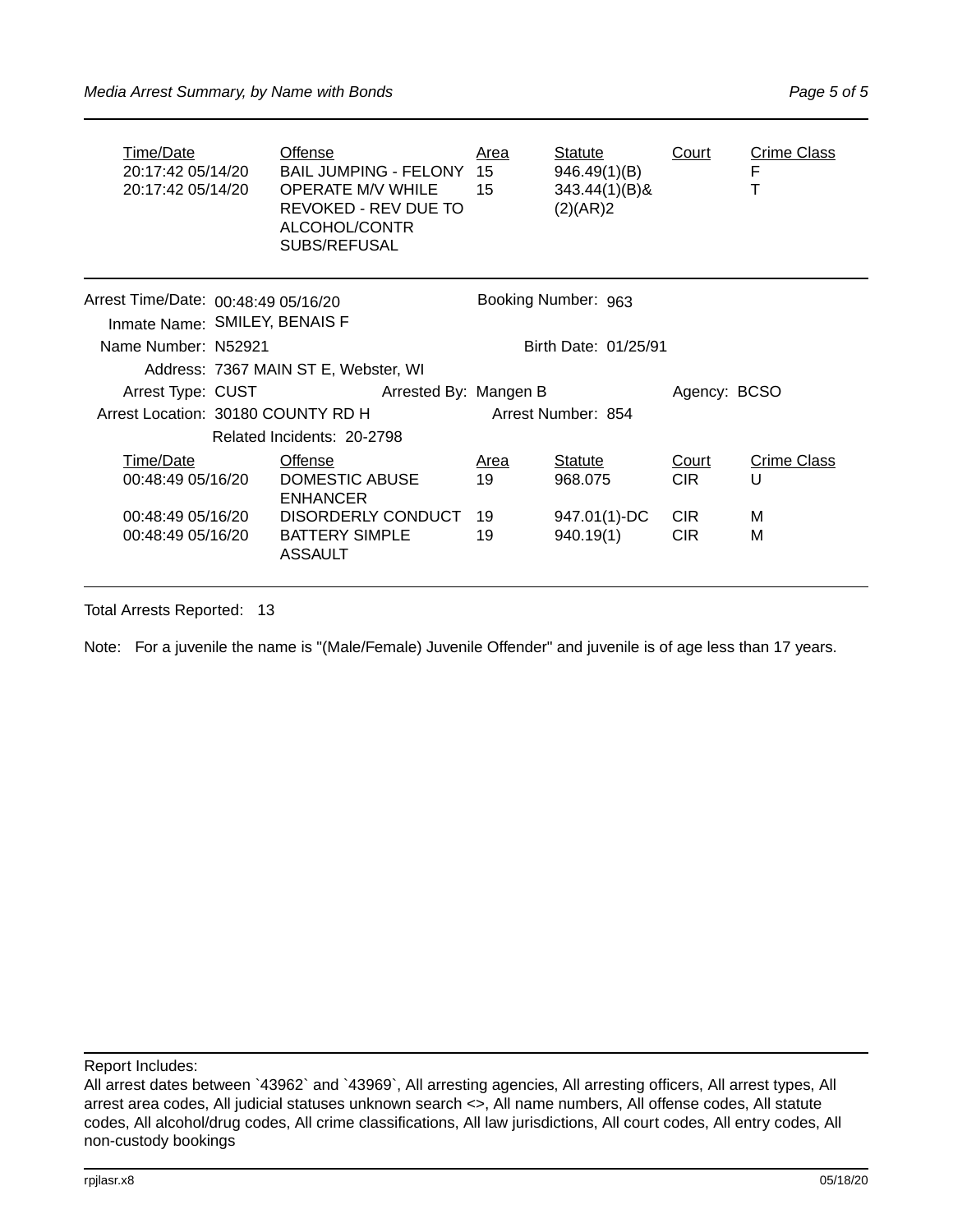| Time/Date | Offense | Area | Statute | Court | Crime Class |
|---|---|---|---|---|---|
| 20:17:42 05/14/20 | BAIL JUMPING - FELONY | 15 | 946.49(1)(B) | | F |
| 20:17:42 05/14/20 | OPERATE M/V WHILE REVOKED - REV DUE TO ALCOHOL/CONTR SUBS/REFUSAL | 15 | 343.44(1)(B)& (2)(AR)2 | | T |

Arrest Time/Date: 00:48:49 05/16/20
Booking Number: 963
Inmate Name: SMILEY, BENAIS F
Name Number: N52921
Birth Date: 01/25/91
Address: 7367 MAIN ST E, Webster, WI
Arrest Type: CUST
Arrested By: Mangen B
Agency: BCSO
Arrest Location: 30180 COUNTY RD H
Arrest Number: 854
Related Incidents: 20-2798

| Time/Date | Offense | Area | Statute | Court | Crime Class |
|---|---|---|---|---|---|
| 00:48:49 05/16/20 | DOMESTIC ABUSE ENHANCER | 19 | 968.075 | CIR | U |
| 00:48:49 05/16/20 | DISORDERLY CONDUCT | 19 | 947.01(1)-DC | CIR | M |
| 00:48:49 05/16/20 | BATTERY SIMPLE ASSAULT | 19 | 940.19(1) | CIR | M |

Total Arrests Reported: 13

Note: For a juvenile the name is "(Male/Female) Juvenile Offender" and juvenile is of age less than 17 years.

Report Includes:

All arrest dates between `43962` and `43969`, All arresting agencies, All arresting officers, All arrest types, All arrest area codes, All judicial statuses unknown search <>, All name numbers, All offense codes, All statute codes, All alcohol/drug codes, All crime classifications, All law jurisdictions, All court codes, All entry codes, All non-custody bookings

rpjlasr.x8 05/18/20